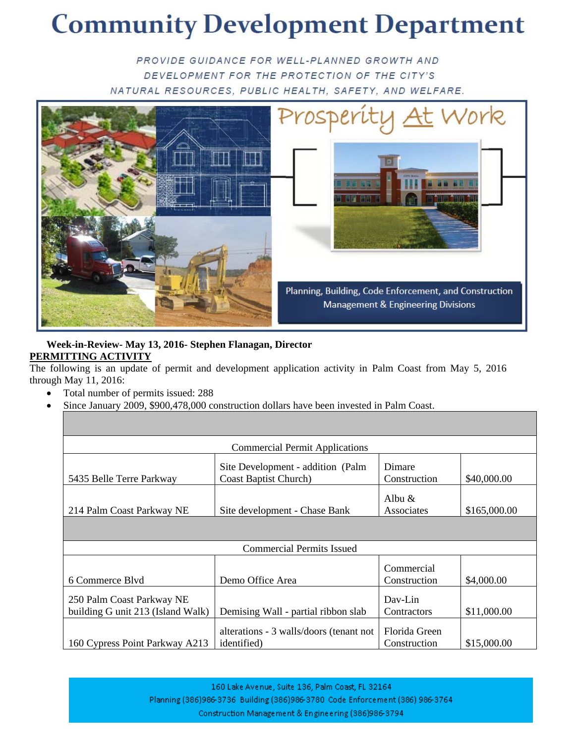# Community Development Department

PROVIDE GUIDANCE FOR WELL-PLANNED GROWTH AND DEVELOPMENT FOR THE PROTECTION OF THE CITY'S NATURAL RESOURCES, PUBLIC HEALTH, SAFETY, AND WELFARE.

Prosperity At Work

Planning, Building, Code Enforcement, and Construction Management & Engineering Divisions

**Week-in-Review- May 13, 2016- Stephen Flanagan, Director**

**PERMITTING ACTIVITY**

The following is an update of permit and development application activity in Palm Coast from May 5, 2016 through May 11, 2016:

- Total number of permits issued: 288
- Since January 2009, $900,478,000 construction dollars have been invested in Palm Coast.

| | | | |
|---|---|---|---|
| **Commercial Permit Applications** | | | |
| 5435 Belle Terre Parkway | Site Development - addition (Palm Coast Baptist Church) | Dimare Construction | $40,000.00 |
| 214 Palm Coast Parkway NE | Site development - Chase Bank | Albu & Associates | $165,000.00 |
| **Commercial Permits Issued** | | | |
| 6 Commerce Blvd | Demo Office Area | Commercial Construction | $4,000.00 |
| 250 Palm Coast Parkway NE building G unit 213 (Island Walk) | Demising Wall - partial ribbon slab | Dav-Lin Contractors | $11,000.00 |
| 160 Cypress Point Parkway A213 | alterations - 3 walls/doors (tenant not identified) | Florida Green Construction | $15,000.00 |

160 Lake Avenue, Suite 136, Palm Coast, FL 32164
Planning (386)986-3736 Building (386)986-3780 Code Enforcement (386) 986-3764
Construction Management & Engineering (386)986-3794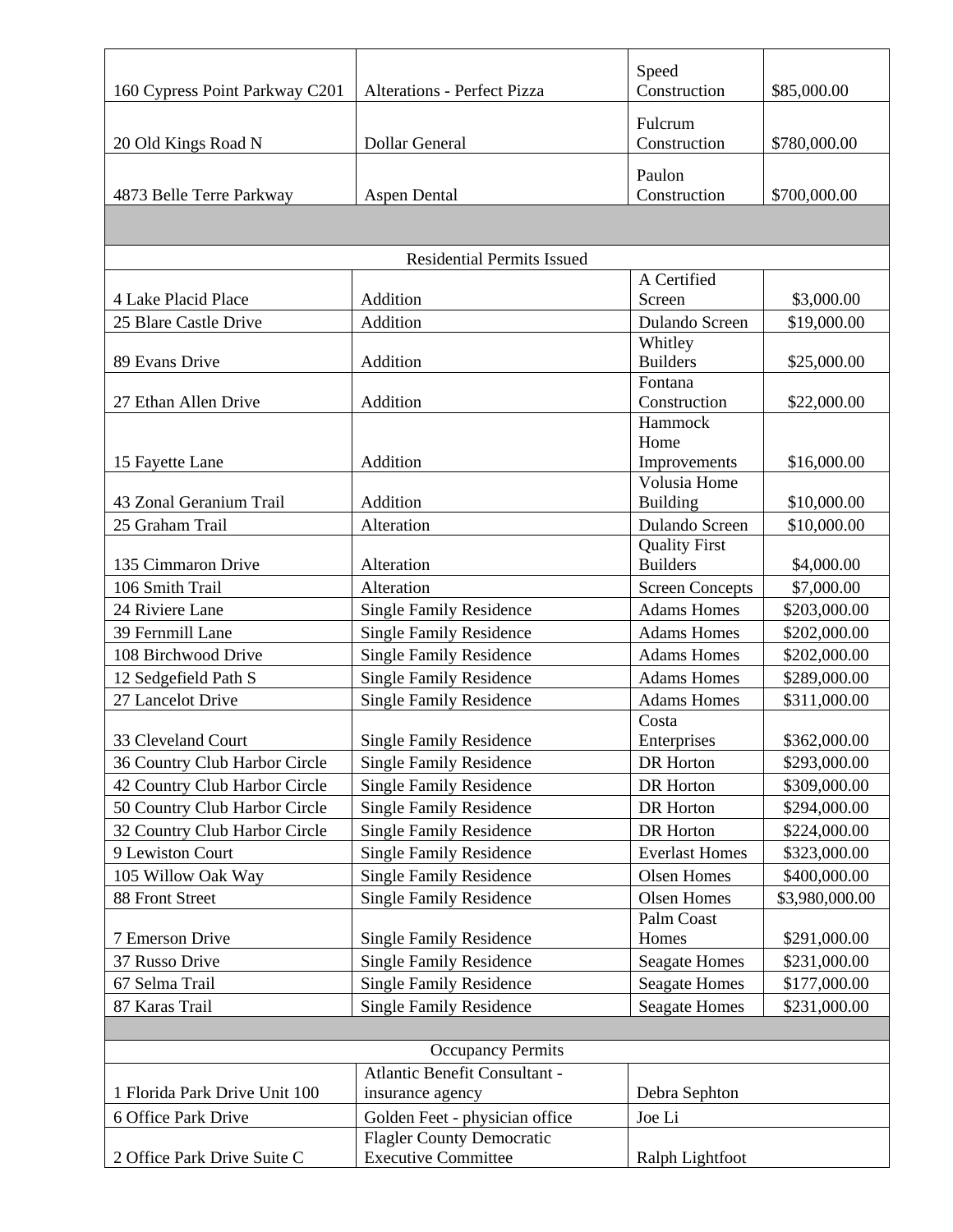| | | | |
|---|---|---|---|
| 160 Cypress Point Parkway C201 | Alterations - Perfect Pizza | Speed Construction | $85,000.00 |
| 20 Old Kings Road N | Dollar General | Fulcrum Construction | $780,000.00 |
| 4873 Belle Terre Parkway | Aspen Dental | Paulon Construction | $700,000.00 |
| | | | |
| Residential Permits Issued | | | |
| 4 Lake Placid Place | Addition | A Certified Screen | $3,000.00 |
| 25 Blare Castle Drive | Addition | Dulando Screen | $19,000.00 |
| 89 Evans Drive | Addition | Whitley Builders | $25,000.00 |
| 27 Ethan Allen Drive | Addition | Fontana Construction | $22,000.00 |
| 15 Fayette Lane | Addition | Hammock Home Improvements | $16,000.00 |
| 43 Zonal Geranium Trail | Addition | Volusia Home Building | $10,000.00 |
| 25 Graham Trail | Alteration | Dulando Screen | $10,000.00 |
| 135 Cimmaron Drive | Alteration | Quality First Builders | $4,000.00 |
| 106 Smith Trail | Alteration | Screen Concepts | $7,000.00 |
| 24 Riviere Lane | Single Family Residence | Adams Homes | $203,000.00 |
| 39 Fernmill Lane | Single Family Residence | Adams Homes | $202,000.00 |
| 108 Birchwood Drive | Single Family Residence | Adams Homes | $202,000.00 |
| 12 Sedgefield Path S | Single Family Residence | Adams Homes | $289,000.00 |
| 27 Lancelot Drive | Single Family Residence | Adams Homes | $311,000.00 |
| 33 Cleveland Court | Single Family Residence | Costa Enterprises | $362,000.00 |
| 36 Country Club Harbor Circle | Single Family Residence | DR Horton | $293,000.00 |
| 42 Country Club Harbor Circle | Single Family Residence | DR Horton | $309,000.00 |
| 50 Country Club Harbor Circle | Single Family Residence | DR Horton | $294,000.00 |
| 32 Country Club Harbor Circle | Single Family Residence | DR Horton | $224,000.00 |
| 9 Lewiston Court | Single Family Residence | Everlast Homes | $323,000.00 |
| 105 Willow Oak Way | Single Family Residence | Olsen Homes | $400,000.00 |
| 88 Front Street | Single Family Residence | Olsen Homes | $3,980,000.00 |
| 7 Emerson Drive | Single Family Residence | Palm Coast Homes | $291,000.00 |
| 37 Russo Drive | Single Family Residence | Seagate Homes | $231,000.00 |
| 67 Selma Trail | Single Family Residence | Seagate Homes | $177,000.00 |
| 87 Karas Trail | Single Family Residence | Seagate Homes | $231,000.00 |
| | | | |
| Occupancy Permits | | | |
| 1 Florida Park Drive Unit 100 | Atlantic Benefit Consultant - insurance agency | Debra Sephton | |
| 6 Office Park Drive | Golden Feet - physician office | Joe Li | |
| 2 Office Park Drive Suite C | Flagler County Democratic Executive Committee | Ralph Lightfoot | |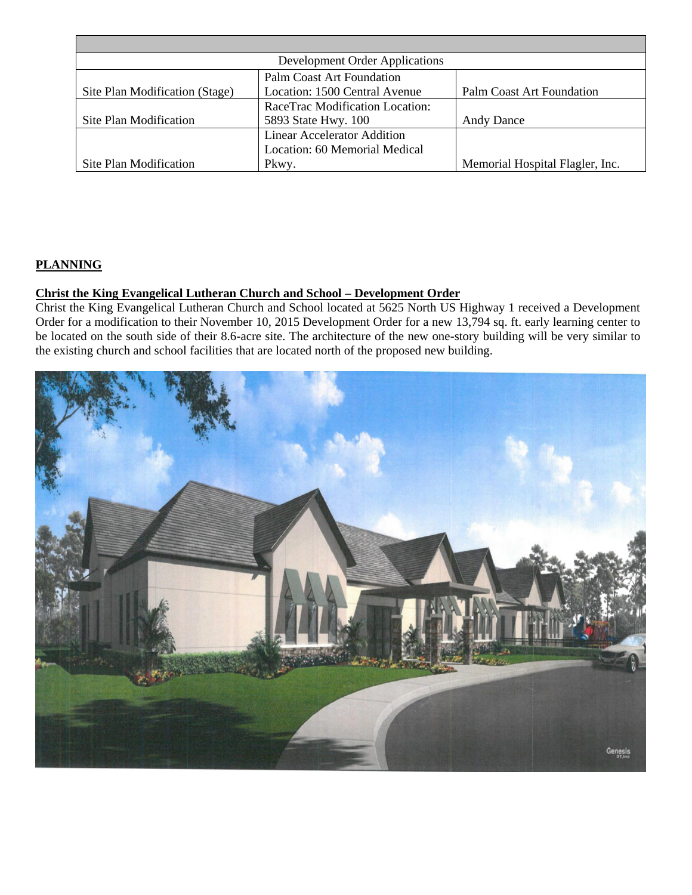| | | |
|---|---|---|
| Development Order Applications | | |
| Site Plan Modification (Stage) | Palm Coast Art Foundation Location: 1500 Central Avenue | Palm Coast Art Foundation |
| Site Plan Modification | RaceTrac Modification Location: 5893 State Hwy. 100 | Andy Dance |
| Site Plan Modification | Linear Accelerator Addition Location: 60 Memorial Medical Pkwy. | Memorial Hospital Flagler, Inc. |

## PLANNING

### Christ the King Evangelical Lutheran Church and School – Development Order

Christ the King Evangelical Lutheran Church and School located at 5625 North US Highway 1 received a Development Order for a modification to their November 10, 2015 Development Order for a new 13,794 sq. ft. early learning center to be located on the south side of their 8.6-acre site. The architecture of the new one-story building will be very similar to the existing church and school facilities that are located north of the proposed new building.